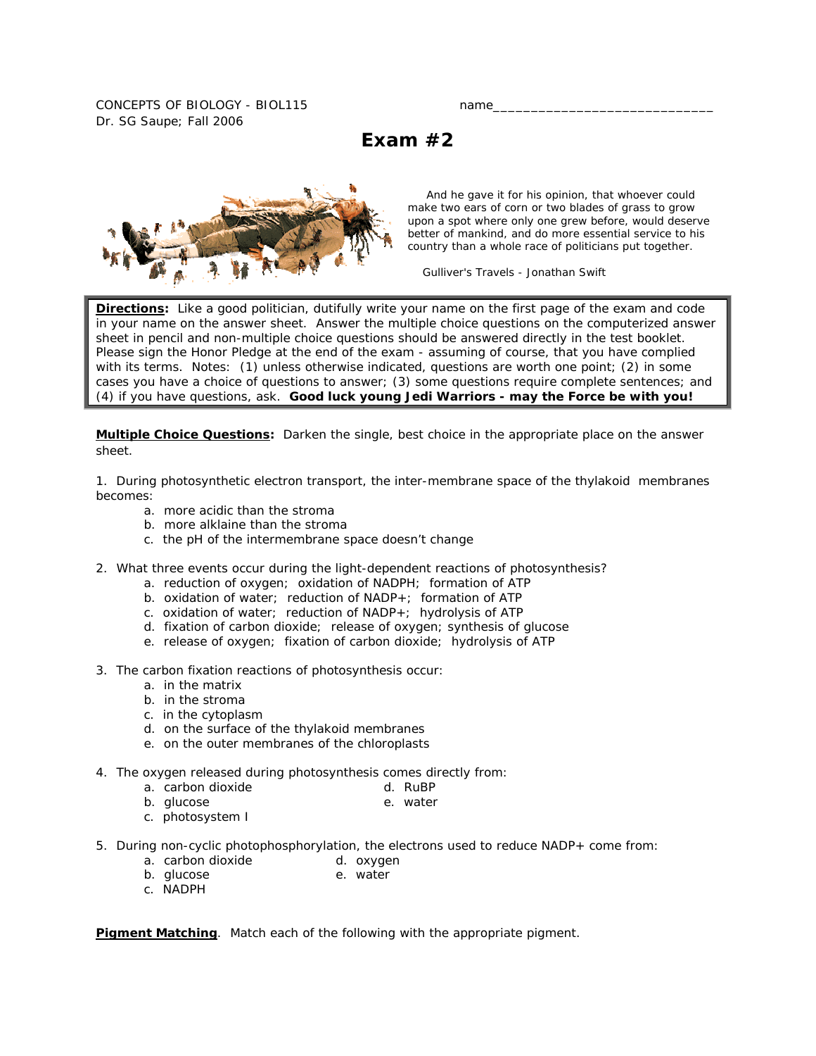CONCEPTS OF BIOLOGY - BIOL115

Dr. SG Saupe; Fall 2006

name_____________________________

# Exam #2

And he gave it for his opinion, that whoever could make two ears of corn or two blades of grass to grow upon a spot where only one grew before, would deserve better of mankind, and do more essential service to his country than a whole race of politicians put together.

Gulliver's Travels - Jonathan Swift

**Directions:** Like a good politician, dutifully write your name on the first page of the exam and code in your name on the answer sheet. Answer the multiple choice questions on the computerized answer sheet in pencil and non-multiple choice questions should be answered directly in the test booklet. Please sign the Honor Pledge at the end of the exam - assuming of course, that you have complied with its terms. Notes: (1) unless otherwise indicated, questions are worth one point; (2) in some cases you have a choice of questions to answer; (3) some questions require complete sentences; and (4) if you have questions, ask. **Good luck young Jedi Warriors - may the Force be with you!**

**Multiple Choice Questions:** Darken the single, best choice in the appropriate place on the answer sheet.

1. During photosynthetic electron transport, the inter-membrane space of the thylakoid membranes becomes:
   a. more acidic than the stroma
   b. more alklaine than the stroma
   c. the pH of the intermembrane space doesn't change

2. What three events occur during the light-dependent reactions of photosynthesis?
   a. reduction of oxygen; oxidation of NADPH; formation of ATP
   b. oxidation of water; reduction of NADP+; formation of ATP
   c. oxidation of water; reduction of NADP+; hydrolysis of ATP
   d. fixation of carbon dioxide; release of oxygen; synthesis of glucose
   e. release of oxygen; fixation of carbon dioxide; hydrolysis of ATP

3. The carbon fixation reactions of photosynthesis occur:
   a. in the matrix
   b. in the stroma
   c. in the cytoplasm
   d. on the surface of the thylakoid membranes
   e. on the outer membranes of the chloroplasts

4. The oxygen released during photosynthesis comes directly from:
   a. carbon dioxide
   b. glucose
   c. photosystem I
   d. RuBP
   e. water

5. During non-cyclic photophosphorylation, the electrons used to reduce NADP+ come from:
   a. carbon dioxide
   b. glucose
   c. NADPH
   d. oxygen
   e. water

**Pigment Matching**. Match each of the following with the appropriate pigment.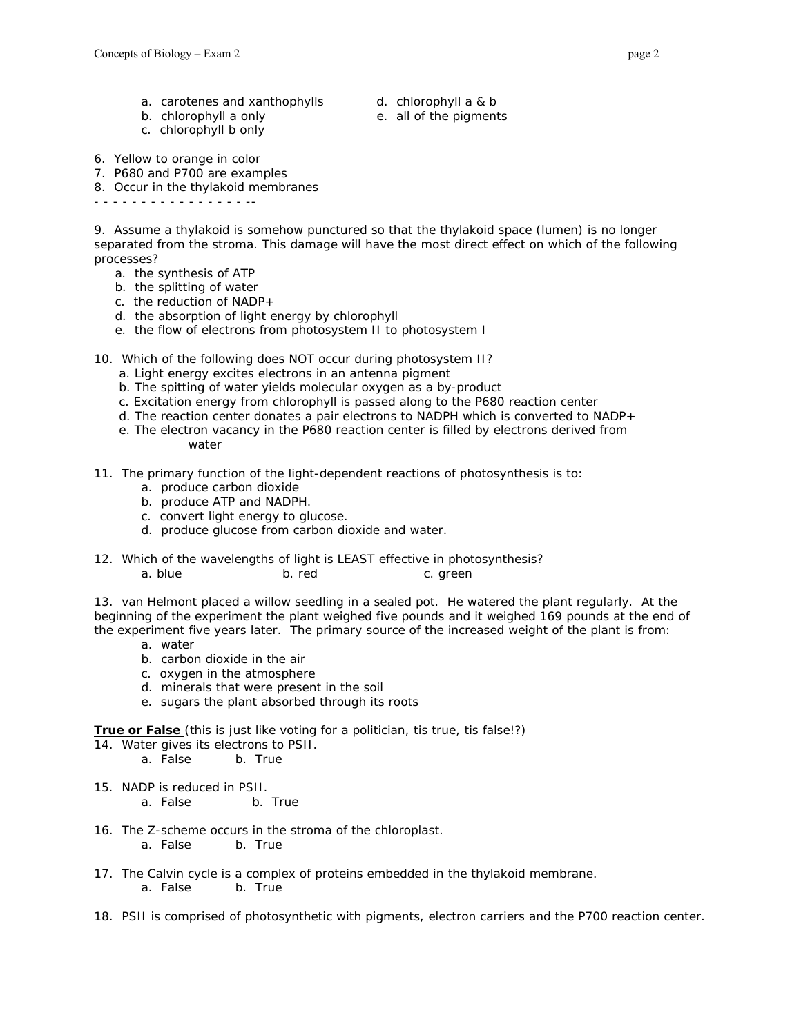a. carotenes and xanthophylls
b. chlorophyll a only
c. chlorophyll b only
d. chlorophyll a & b
e. all of the pigments

6. Yellow to orange in color
7. P680 and P700 are examples
8. Occur in the thylakoid membranes

- - - - - - - - - - - - - - - - --

9. Assume a thylakoid is somehow punctured so that the thylakoid space (lumen) is no longer separated from the stroma. This damage will have the most direct effect on which of the following processes?
   a. the synthesis of ATP
   b. the splitting of water
   c. the reduction of NADP+
   d. the absorption of light energy by chlorophyll
   e. the flow of electrons from photosystem II to photosystem I

10. Which of the following does NOT occur during photosystem II?
   a. Light energy excites electrons in an antenna pigment
   b. The spitting of water yields molecular oxygen as a by-product
   c. Excitation energy from chlorophyll is passed along to the P680 reaction center
   d. The reaction center donates a pair electrons to NADPH which is converted to NADP+
   e. The electron vacancy in the P680 reaction center is filled by electrons derived from water

11. The primary function of the light-dependent reactions of photosynthesis is to:
   a. produce carbon dioxide
   b. produce ATP and NADPH.
   c. convert light energy to glucose.
   d. produce glucose from carbon dioxide and water.

12. Which of the wavelengths of light is LEAST effective in photosynthesis?
   a. blue b. red c. green

13. van Helmont placed a willow seedling in a sealed pot. He watered the plant regularly. At the beginning of the experiment the plant weighed five pounds and it weighed 169 pounds at the end of the experiment five years later. The primary source of the increased weight of the plant is from:
   a. water
   b. carbon dioxide in the air
   c. oxygen in the atmosphere
   d. minerals that were present in the soil
   e. sugars the plant absorbed through its roots

**True or False** (this is just like voting for a politician, tis true, tis false!?)

14. Water gives its electrons to PSII.
   a. False b. True

15. NADP is reduced in PSII.
   a. False b. True

16. The Z-scheme occurs in the stroma of the chloroplast.
   a. False b. True

17. The Calvin cycle is a complex of proteins embedded in the thylakoid membrane.
   a. False b. True

18. PSII is comprised of photosynthetic with pigments, electron carriers and the P700 reaction center.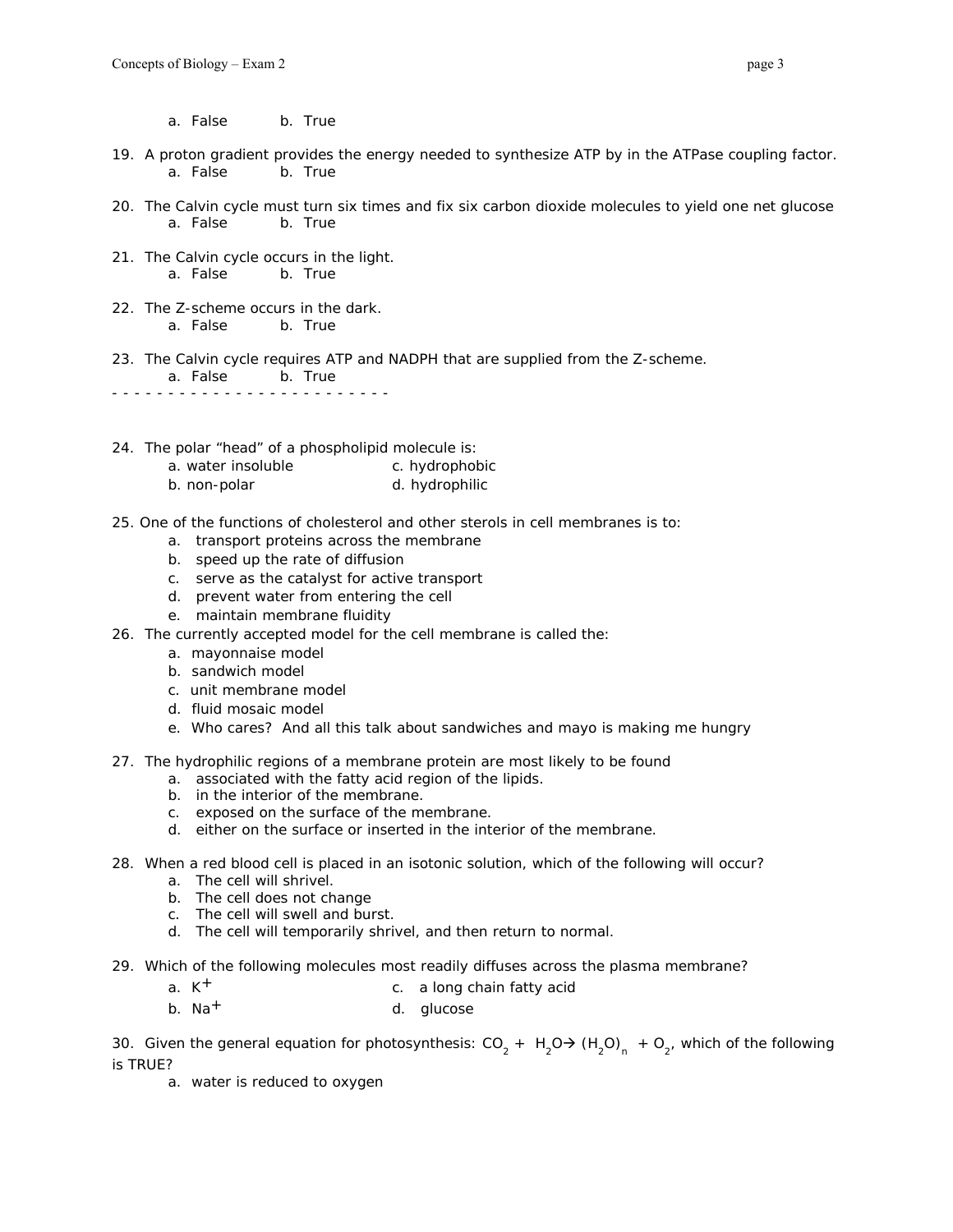a. False    b. True

19. A proton gradient provides the energy needed to synthesize ATP by in the ATPase coupling factor.
    a. False    b. True

20. The Calvin cycle must turn six times and fix six carbon dioxide molecules to yield one net glucose
    a. False    b. True

21. The Calvin cycle occurs in the light.
    a. False    b. True

22. The Z-scheme occurs in the dark.
    a. False    b. True

23. The Calvin cycle requires ATP and NADPH that are supplied from the Z-scheme.
    a. False    b. True

- - - - - - - - - - - - - - - - - - - - - - - -

24. The polar "head" of a phospholipid molecule is:
    a. water insoluble    c. hydrophobic
    b. non-polar    d. hydrophilic

25. One of the functions of cholesterol and other sterols in cell membranes is to:
    a. transport proteins across the membrane
    b. speed up the rate of diffusion
    c. serve as the catalyst for active transport
    d. prevent water from entering the cell
    e. maintain membrane fluidity

26. The currently accepted model for the cell membrane is called the:
    a. mayonnaise model
    b. sandwich model
    c. unit membrane model
    d. fluid mosaic model
    e. Who cares? And all this talk about sandwiches and mayo is making me hungry

27. The hydrophilic regions of a membrane protein are most likely to be found
    a. associated with the fatty acid region of the lipids.
    b. in the interior of the membrane.
    c. exposed on the surface of the membrane.
    d. either on the surface or inserted in the interior of the membrane.

28. When a red blood cell is placed in an isotonic solution, which of the following will occur?
    a. The cell will shrivel.
    b. The cell does not change
    c. The cell will swell and burst.
    d. The cell will temporarily shrivel, and then return to normal.

29. Which of the following molecules most readily diffuses across the plasma membrane?
    a. $K^+$    c. a long chain fatty acid
    b. $Na^+$    d. glucose

30. Given the general equation for photosynthesis: $CO_2 + H_2O \rightarrow (H_2O)_n + O_2$, which of the following is TRUE?
    a. water is reduced to oxygen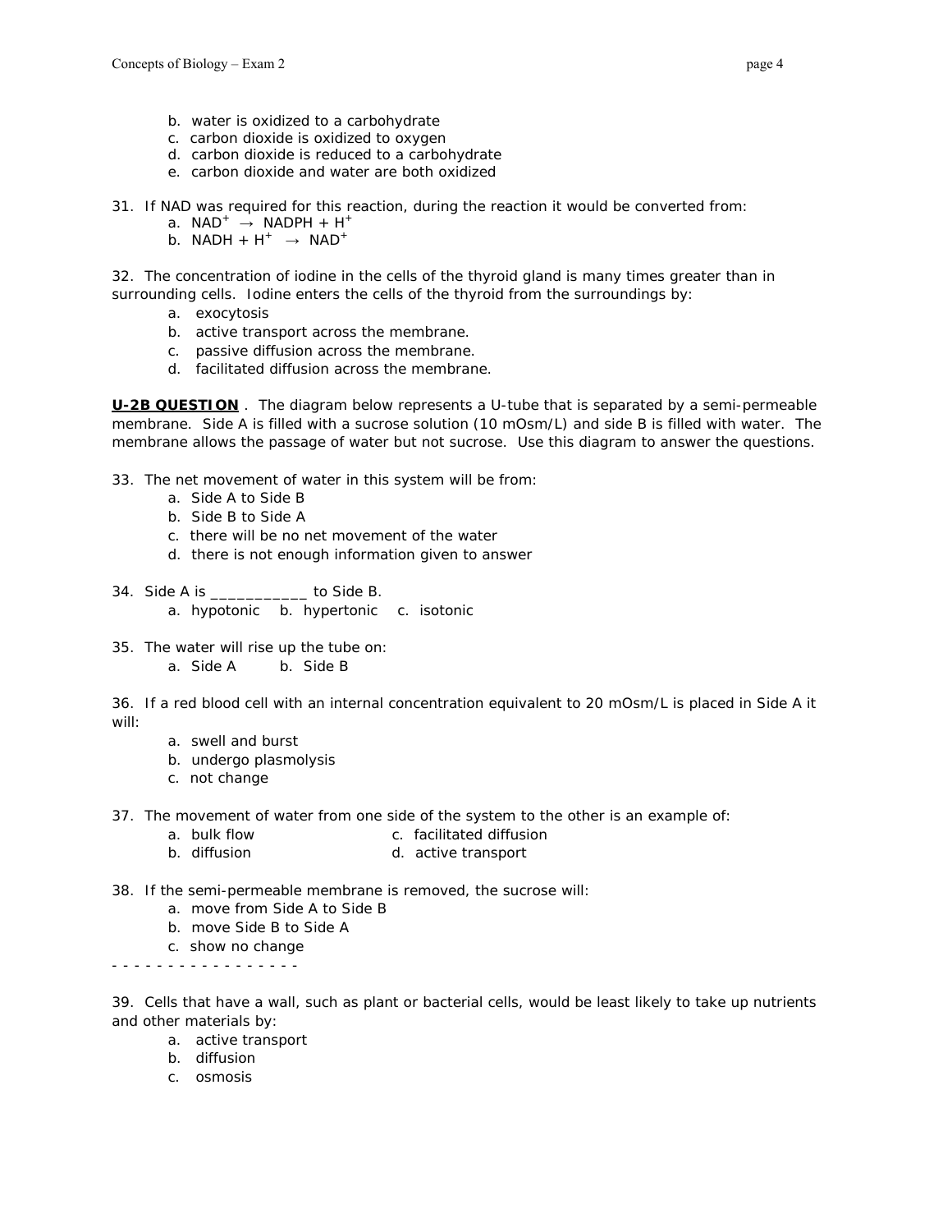b. water is oxidized to a carbohydrate
c. carbon dioxide is oxidized to oxygen
d. carbon dioxide is reduced to a carbohydrate
e. carbon dioxide and water are both oxidized

31. If NAD was required for this reaction, during the reaction it would be converted from:
    a. $NAD^+ \rightarrow NADPH + H^+$
    b. $NADH + H^+ \rightarrow NAD^+$

32. The concentration of iodine in the cells of the thyroid gland is many times greater than in surrounding cells. Iodine enters the cells of the thyroid from the surroundings by:
    a. exocytosis
    b. active transport across the membrane.
    c. passive diffusion across the membrane.
    d. facilitated diffusion across the membrane.

**U-2B QUESTION** . The diagram below represents a U-tube that is separated by a semi-permeable membrane. Side A is filled with a sucrose solution (10 mOsm/L) and side B is filled with water. The membrane allows the passage of water but not sucrose. Use this diagram to answer the questions.

33. The net movement of water in this system will be from:
    a. Side A to Side B
    b. Side B to Side A
    c. there will be no net movement of the water
    d. there is not enough information given to answer

34. Side A is ___________ to Side B.
    a. hypotonic  b. hypertonic  c. isotonic

35. The water will rise up the tube on:
    a. Side A  b. Side B

36. If a red blood cell with an internal concentration equivalent to 20 mOsm/L is placed in Side A it will:
    a. swell and burst
    b. undergo plasmolysis
    c. not change

37. The movement of water from one side of the system to the other is an example of:
    a. bulk flow
    b. diffusion
    c. facilitated diffusion
    d. active transport

38. If the semi-permeable membrane is removed, the sucrose will:
    a. move from Side A to Side B
    b. move Side B to Side A
    c. show no change

- - - - - - - - - - - - - - - -

39. Cells that have a wall, such as plant or bacterial cells, would be least likely to take up nutrients and other materials by:
    a. active transport
    b. diffusion
    c. osmosis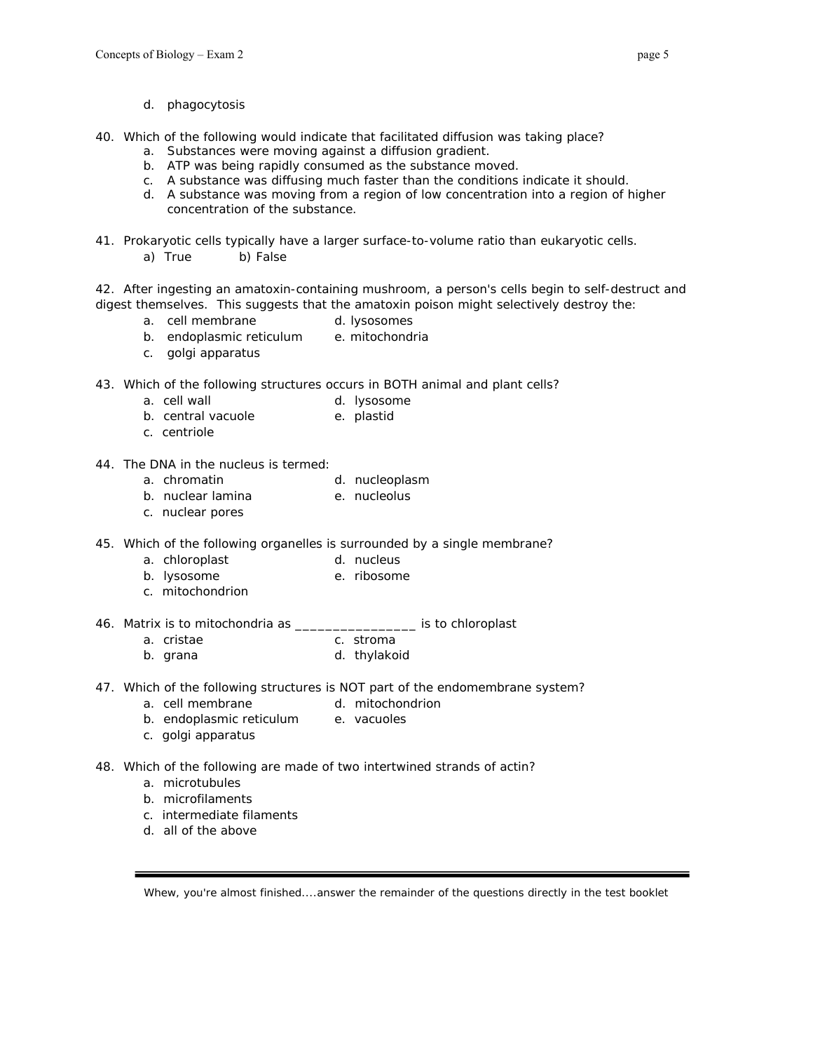d. phagocytosis

40. Which of the following would indicate that facilitated diffusion was taking place?
    a. Substances were moving against a diffusion gradient.
    b. ATP was being rapidly consumed as the substance moved.
    c. A substance was diffusing much faster than the conditions indicate it should.
    d. A substance was moving from a region of low concentration into a region of higher concentration of the substance.

41. Prokaryotic cells typically have a larger surface-to-volume ratio than eukaryotic cells.
    a) True  b) False

42. After ingesting an amatoxin-containing mushroom, a person's cells begin to self-destruct and digest themselves. This suggests that the amatoxin poison might selectively destroy the:
    a. cell membrane
    b. endoplasmic reticulum
    c. golgi apparatus
    d. lysosomes
    e. mitochondria

43. Which of the following structures occurs in BOTH animal and plant cells?
    a. cell wall
    b. central vacuole
    c. centriole
    d. lysosome
    e. plastid

44. The DNA in the nucleus is termed:
    a. chromatin
    b. nuclear lamina
    c. nuclear pores
    d. nucleoplasm
    e. nucleolus

45. Which of the following organelles is surrounded by a single membrane?
    a. chloroplast
    b. lysosome
    c. mitochondrion
    d. nucleus
    e. ribosome

46. Matrix is to mitochondria as ________________ is to chloroplast
    a. cristae
    b. grana
    c. stroma
    d. thylakoid

47. Which of the following structures is NOT part of the endomembrane system?
    a. cell membrane
    b. endoplasmic reticulum
    c. golgi apparatus
    d. mitochondrion
    e. vacuoles

48. Which of the following are made of two intertwined strands of actin?
    a. microtubules
    b. microfilaments
    c. intermediate filaments
    d. all of the above

---

Whew, you're almost finished....answer the remainder of the questions directly in the test booklet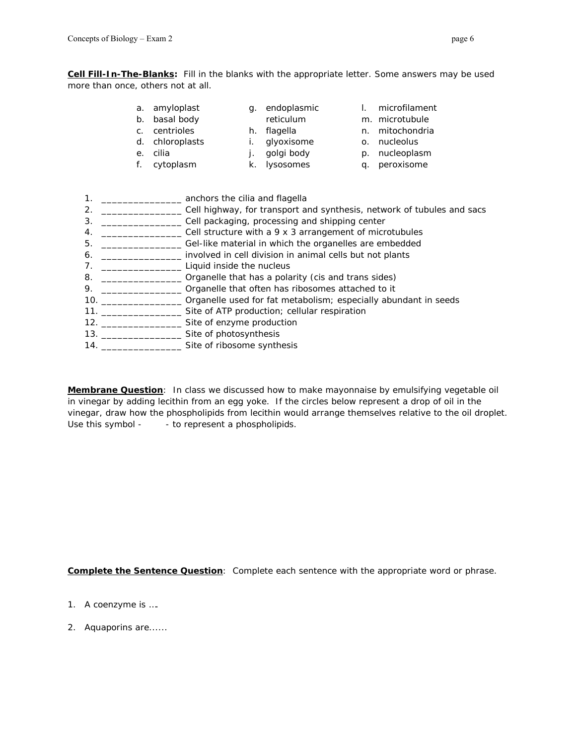**Cell Fill-In-The-Blanks:** Fill in the blanks with the appropriate letter. Some answers may be used more than once, others not at all.

a. amyloplast
b. basal body
c. centrioles
d. chloroplasts
e. cilia
f. cytoplasm
g. endoplasmic reticulum
h. flagella
i. glyoxisome
j. golgi body
k. lysosomes
l. microfilament
m. microtubule
n. mitochondria
o. nucleolus
p. nucleoplasm
q. peroxisome

1. _______________ anchors the cilia and flagella
2. _______________ Cell highway, for transport and synthesis, network of tubules and sacs
3. _______________ Cell packaging, processing and shipping center
4. _______________ Cell structure with a 9 x 3 arrangement of microtubules
5. _______________ Gel-like material in which the organelles are embedded
6. _______________ involved in cell division in animal cells but not plants
7. _______________ Liquid inside the nucleus
8. _______________ Organelle that has a polarity (cis and trans sides)
9. _______________ Organelle that often has ribosomes attached to it
10. _______________ Organelle used for fat metabolism; especially abundant in seeds
11. _______________ Site of ATP production; cellular respiration
12. _______________ Site of enzyme production
13. _______________ Site of photosynthesis
14. _______________ Site of ribosome synthesis

**Membrane Question**: In class we discussed how to make mayonnaise by emulsifying vegetable oil in vinegar by adding lecithin from an egg yoke. If the circles below represent a drop of oil in the vinegar, draw how the phospholipids from lecithin would arrange themselves relative to the oil droplet. Use this symbol - - to represent a phospholipids.

**Complete the Sentence Question**: Complete each sentence with the appropriate word or phrase.

1. A coenzyme is ….
2. Aquaporins are......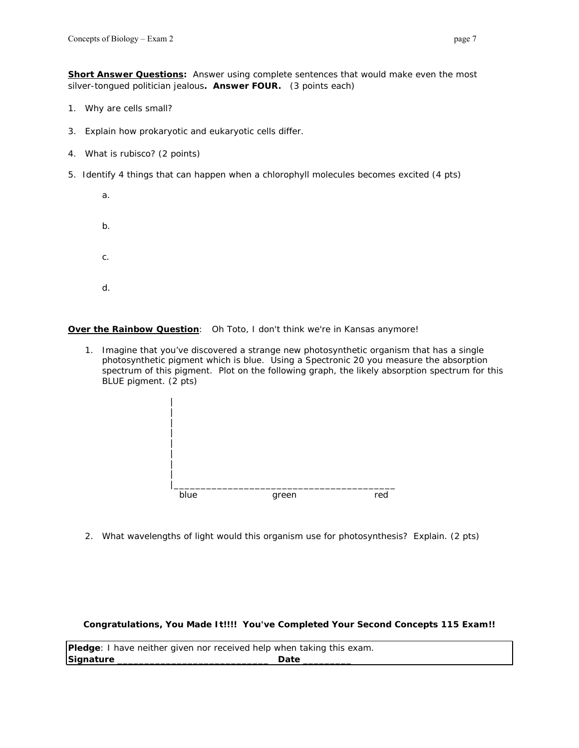**Short Answer Questions:** Answer using complete sentences that would make even the most silver-tongued politician jealous**. Answer FOUR.** (3 points each)

1. Why are cells small?

3. Explain how prokaryotic and eukaryotic cells differ.

4. What is rubisco? (2 points)

5. Identify 4 things that can happen when a chlorophyll molecules becomes excited (4 pts)

   a.

   b.

   c.

   d.

**Over the Rainbow Question**: Oh Toto, I don't think we're in Kansas anymore!

1. Imagine that you've discovered a strange new photosynthetic organism that has a single photosynthetic pigment which is blue. Using a Spectronic 20 you measure the absorption spectrum of this pigment. Plot on the following graph, the likely absorption spectrum for this BLUE pigment. (2 pts)

```
|
|
|
|
|
|
|
|
|_________________________________________
  blue               green               red
```

2. What wavelengths of light would this organism use for photosynthesis? Explain. (2 pts)

**Congratulations, You Made It!!!! You've Completed Your Second Concepts 115 Exam!!**

| **Pledge**: I have neither given nor received help when taking this exam. |
| --- |
| **Signature ____________________________ Date ________** |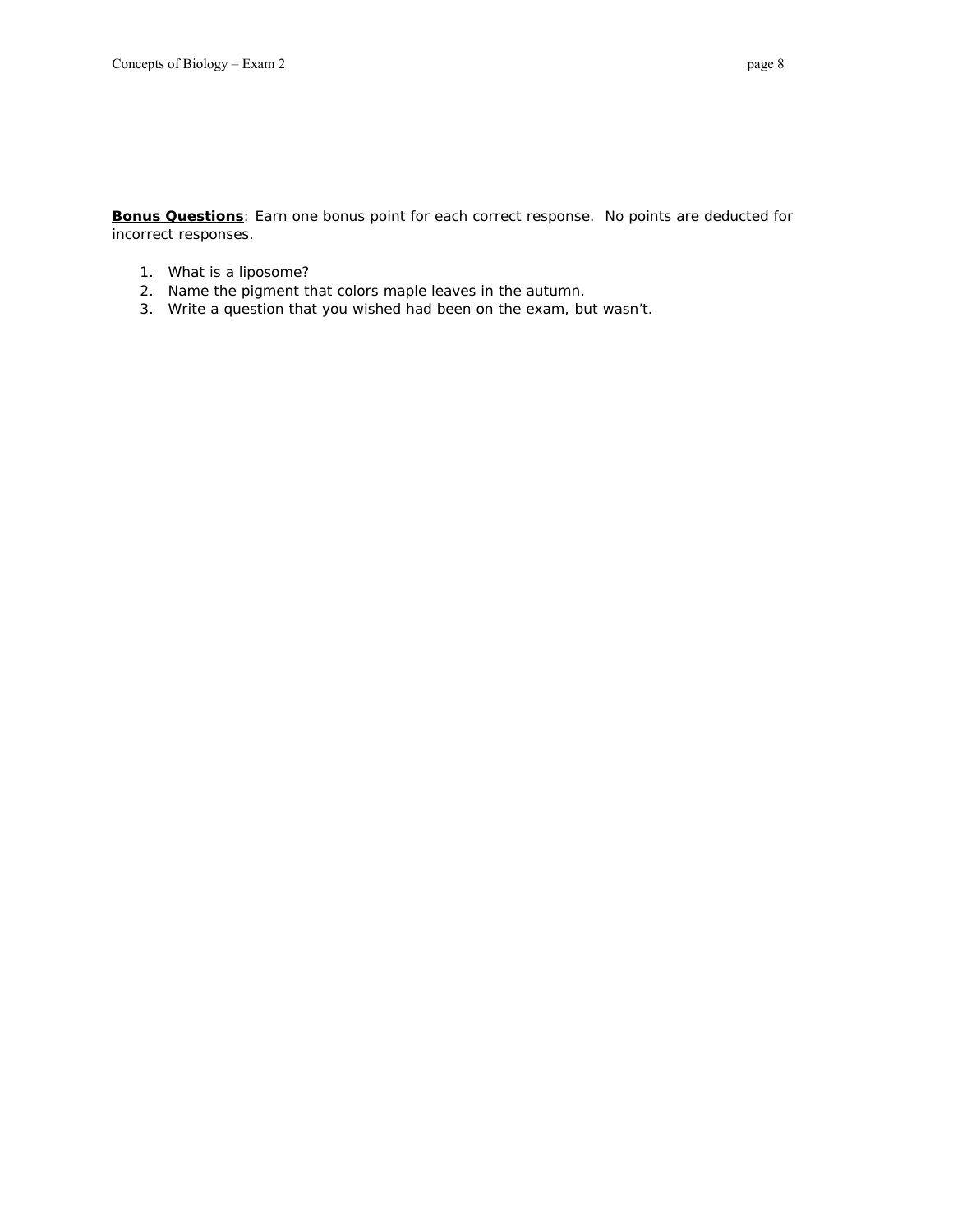**Bonus Questions**: Earn one bonus point for each correct response. No points are deducted for incorrect responses.

1. What is a liposome?
2. Name the pigment that colors maple leaves in the autumn.
3. Write a question that you wished had been on the exam, but wasn't.